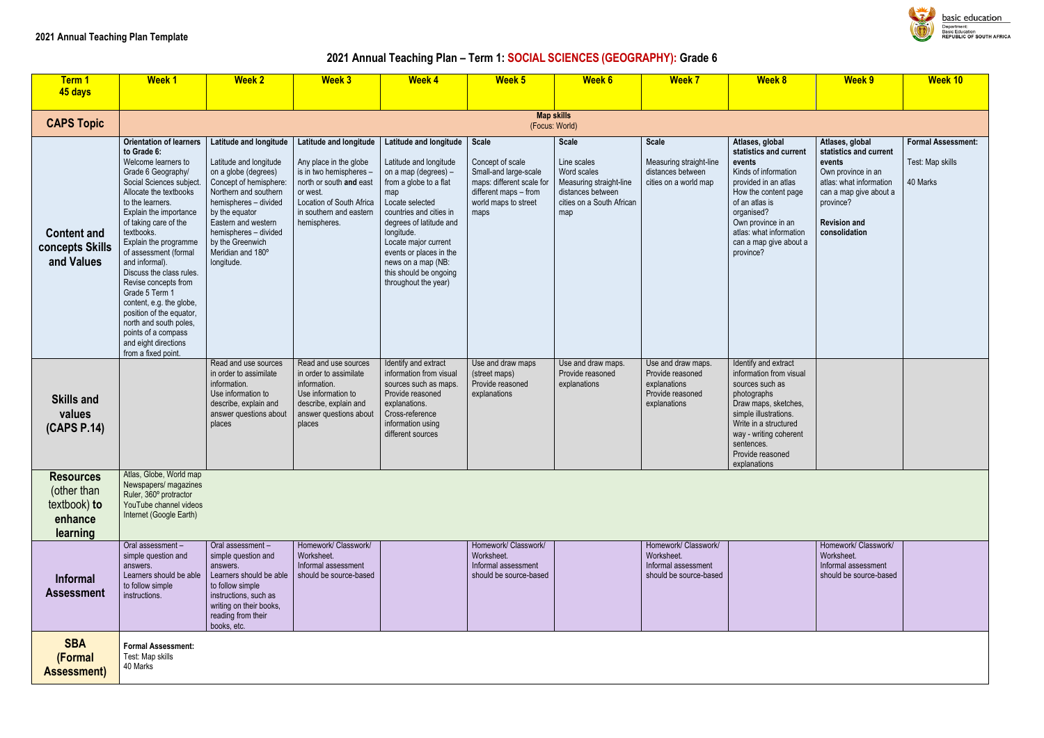**2021 Annual Teaching Plan Template**

# 2021 Annual Teaching Plan – Term 1: SOCIAL SCIENCES (GEOGRAPHY): Grade 6

| Term 1 45 days | Week 1 | Week 2 | Week 3 | Week 4 | Week 5 | Week 6 | Week 7 | Week 8 | Week 9 | Week 10 |
|---|---|---|---|---|---|---|---|---|---|---|
| **CAPS Topic** | **Map skills** (Focus: World) | | | | | | | | | |
| **Content and concepts Skills and Values** | **Orientation of learners to Grade 6:** Welcome learners to Grade 6 Geography/ Social Sciences subject. Allocate the textbooks to the learners. Explain the importance of taking care of the textbooks. Explain the programme of assessment (formal and informal). Discuss the class rules. Revise concepts from Grade 5 Term 1 content, e.g. the globe, position of the equator, north and south poles, points of a compass and eight directions from a fixed point. | **Latitude and longitude** Latitude and longitude on a globe (degrees) Concept of hemisphere: Northern and southern hemispheres – divided by the equator Eastern and western hemispheres – divided by the Greenwich Meridian and 180º longitude. | **Latitude and longitude** Any place in the globe is in two hemispheres – north or south **and** east or west. Location of South Africa in southern and eastern hemispheres. | **Latitude and longitude** Latitude and longitude on a map (degrees) – from a globe to a flat map Locate selected countries and cities in degrees of latitude and longitude. Locate major current events or places in the news on a map (NB: this should be ongoing throughout the year) | **Scale** Concept of scale Small-and large-scale maps: different scale for different maps – from world maps to street maps | **Scale** Line scales Word scales Measuring straight-line distances between cities on a South African map | **Scale** Measuring straight-line distances between cities on a world map | **Atlases, global statistics and current events** Kinds of information provided in an atlas How the content page of an atlas is organised? Own province in an atlas: what information can a map give about a province? | **Atlases, global statistics and current events** Own province in an atlas: what information can a map give about a province? **Revision and consolidation** | **Formal Assessment:** Test: Map skills 40 Marks |
| **Skills and values (CAPS P.14)** | | Read and use sources in order to assimilate information. Use information to describe, explain and answer questions about places | Read and use sources in order to assimilate information. Use information to describe, explain and answer questions about places | Identify and extract information from visual sources such as maps. Provide reasoned explanations. Cross-reference information using different sources | Use and draw maps (street maps) Provide reasoned explanations | Use and draw maps. Provide reasoned explanations | Use and draw maps. Provide reasoned explanations Provide reasoned explanations | Identify and extract information from visual sources such as photographs Draw maps, sketches, simple illustrations. Write in a structured way - writing coherent sentences. Provide reasoned explanations | | |
| **Resources** (other than textbook) **to enhance learning** | Atlas, Globe, World map Newspapers/ magazines Ruler, 360º protractor YouTube channel videos Internet (Google Earth) | | | | | | | | | |
| **Informal Assessment** | Oral assessment – simple question and answers. Learners should be able to follow simple instructions. | Oral assessment – simple question and answers. Learners should be able to follow simple instructions, such as writing on their books, reading from their books, etc. | Homework/ Classwork/ Worksheet. Informal assessment should be source-based | | Homework/ Classwork/ Worksheet. Informal assessment should be source-based | | Homework/ Classwork/ Worksheet. Informal assessment should be source-based | | Homework/ Classwork/ Worksheet. Informal assessment should be source-based | |
| **SBA (Formal Assessment)** | **Formal Assessment:** Test: Map skills 40 Marks | | | | | | | | | |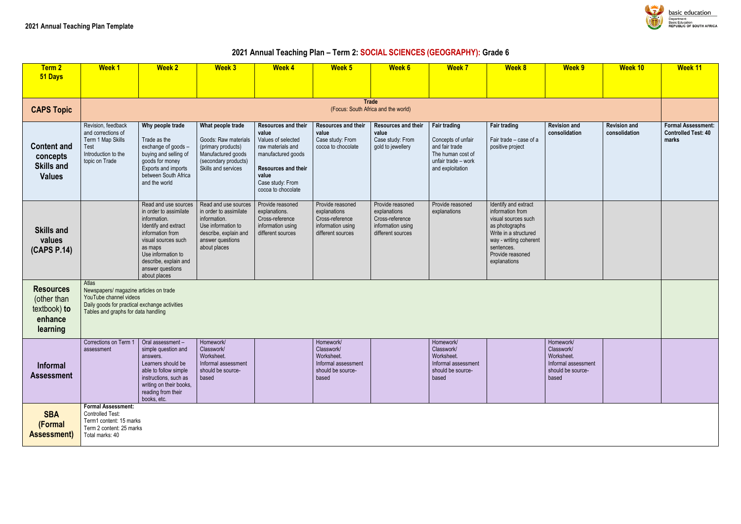**2021 Annual Teaching Plan Template**

# 2021 Annual Teaching Plan – Term 2: SOCIAL SCIENCES (GEOGRAPHY): Grade 6

| Term 2 51 Days | Week 1 | Week 2 | Week 3 | Week 4 | Week 5 | Week 6 | Week 7 | Week 8 | Week 9 | Week 10 | Week 11 |
|---|---|---|---|---|---|---|---|---|---|---|---|
| **CAPS Topic** | **Trade** (Focus: South Africa and the world) | | | | | | | | | | |
| **Content and concepts Skills and Values** | Revision, feedback and corrections of Term 1 Map Skills Test<br>Introduction to the topic on Trade | **Why people trade**<br>Trade as the exchange of goods – buying and selling of goods for money<br>Exports and imports between South Africa and the world | **What people trade**<br>Goods: Raw materials (primary products)<br>Manufactured goods (secondary products)<br>Skills and services | **Resources and their value**<br>Values of selected raw materials and manufactured goods<br>**Resources and their value**<br>Case study: From cocoa to chocolate | **Resources and their value**<br>Case study: From cocoa to chocolate | **Resources and their value**<br>Case study: From gold to jewellery | **Fair trading**<br>Concepts of unfair and fair trade<br>The human cost of unfair trade – work and exploitation | **Fair trading**<br>Fair trade – case of a positive project | **Revision and consolidation** | **Revision and consolidation** | **Formal Assessment: Controlled Test: 40 marks** |
| **Skills and values (CAPS P.14)** | | Read and use sources in order to assimilate information.<br>Identify and extract information from visual sources such as maps<br>Use information to describe, explain and answer questions about places | Read and use sources in order to assimilate information.<br>Use information to describe, explain and answer questions about places | Provide reasoned explanations.<br>Cross-reference information using different sources | Provide reasoned explanations<br>Cross-reference information using different sources | Provide reasoned explanations<br>Cross-reference information using different sources | Provide reasoned explanations | Identify and extract information from visual sources such as photographs<br>Write in a structured way - writing coherent sentences.<br>Provide reasoned explanations | | | |
| **Resources** (other than textbook) **to enhance learning** | Atlas<br>Newspapers/ magazine articles on trade<br>YouTube channel videos<br>Daily goods for practical exchange activities<br>Tables and graphs for data handling | | | | | | | | | | |
| **Informal Assessment** | Corrections on Term 1 assessment | Oral assessment – simple question and answers.<br>Learners should be able to follow simple instructions, such as writing on their books, reading from their books, etc. | Homework/ Classwork/ Worksheet.<br>Informal assessment should be source-based | | Homework/ Classwork/ Worksheet.<br>Informal assessment should be source-based | | Homework/ Classwork/ Worksheet.<br>Informal assessment should be source-based | | Homework/ Classwork/ Worksheet.<br>Informal assessment should be source-based | | |
| **SBA (Formal Assessment)** | **Formal Assessment:**<br>Controlled Test:<br>Term1 content: 15 marks<br>Term 2 content: 25 marks<br>Total marks: 40 | | | | | | | | | | |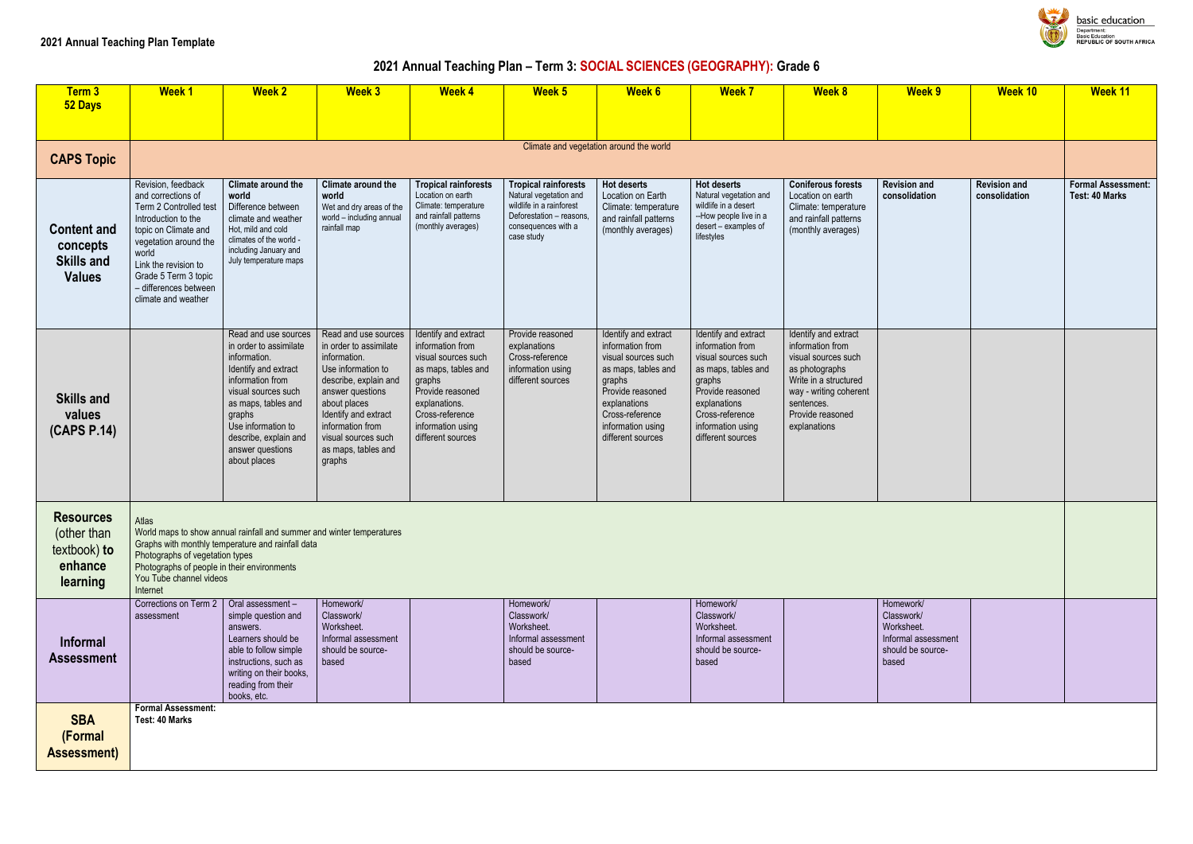**2021 Annual Teaching Plan Template**

# 2021 Annual Teaching Plan – Term 3: SOCIAL SCIENCES (GEOGRAPHY): Grade 6

| Term 3 52 Days | Week 1 | Week 2 | Week 3 | Week 4 | Week 5 | Week 6 | Week 7 | Week 8 | Week 9 | Week 10 | Week 11 |
|---|---|---|---|---|---|---|---|---|---|---|---|
| **CAPS Topic** | Climate and vegetation around the world | | | | | | | | | | |
| **Content and concepts Skills and Values** | Revision, feedback and corrections of Term 2 Controlled test Introduction to the topic on Climate and vegetation around the world Link the revision to Grade 5 Term 3 topic – differences between climate and weather | **Climate around the world** Difference between climate and weather Hot, mild and cold climates of the world - including January and July temperature maps | **Climate around the world** Wet and dry areas of the world – including annual rainfall map | **Tropical rainforests** Location on earth Climate: temperature and rainfall patterns (monthly averages) | **Tropical rainforests** Natural vegetation and wildlife in a rainforest Deforestation – reasons, consequences with a case study | **Hot deserts** Location on Earth Climate: temperature and rainfall patterns (monthly averages) | **Hot deserts** Natural vegetation and wildlife in a desert --How people live in a desert – examples of lifestyles | **Coniferous forests** Location on earth Climate: temperature and rainfall patterns (monthly averages) | **Revision and consolidation** | **Revision and consolidation** | **Formal Assessment: Test: 40 Marks** |
| **Skills and values (CAPS P.14)** | | Read and use sources in order to assimilate information. Identify and extract information from visual sources such as maps, tables and graphs Use information to describe, explain and answer questions about places | Read and use sources in order to assimilate information. Use information to describe, explain and answer questions about places Identify and extract information from visual sources such as maps, tables and graphs | Identify and extract information from visual sources such as maps, tables and graphs Provide reasoned explanations. Cross-reference information using different sources | Provide reasoned explanations Cross-reference information using different sources | Identify and extract information from visual sources such as maps, tables and graphs Provide reasoned explanations Cross-reference information using different sources | Identify and extract information from visual sources such as maps, tables and graphs Provide reasoned explanations Cross-reference information using different sources | Identify and extract information from visual sources such as photographs Write in a structured way - writing coherent sentences. Provide reasoned explanations | | | |
| **Resources** (other than textbook) **to enhance learning** | Atlas World maps to show annual rainfall and summer and winter temperatures Graphs with monthly temperature and rainfall data Photographs of vegetation types Photographs of people in their environments You Tube channel videos Internet | | | | | | | | | | |
| **Informal Assessment** | Corrections on Term 2 assessment | Oral assessment – simple question and answers. Learners should be able to follow simple instructions, such as writing on their books, reading from their books, etc. | Homework/ Classwork/ Worksheet. Informal assessment should be source-based | | Homework/ Classwork/ Worksheet. Informal assessment should be source-based | | Homework/ Classwork/ Worksheet. Informal assessment should be source-based | | Homework/ Classwork/ Worksheet. Informal assessment should be source-based | | |
| **SBA (Formal Assessment)** | **Formal Assessment: Test: 40 Marks** | | | | | | | | | | |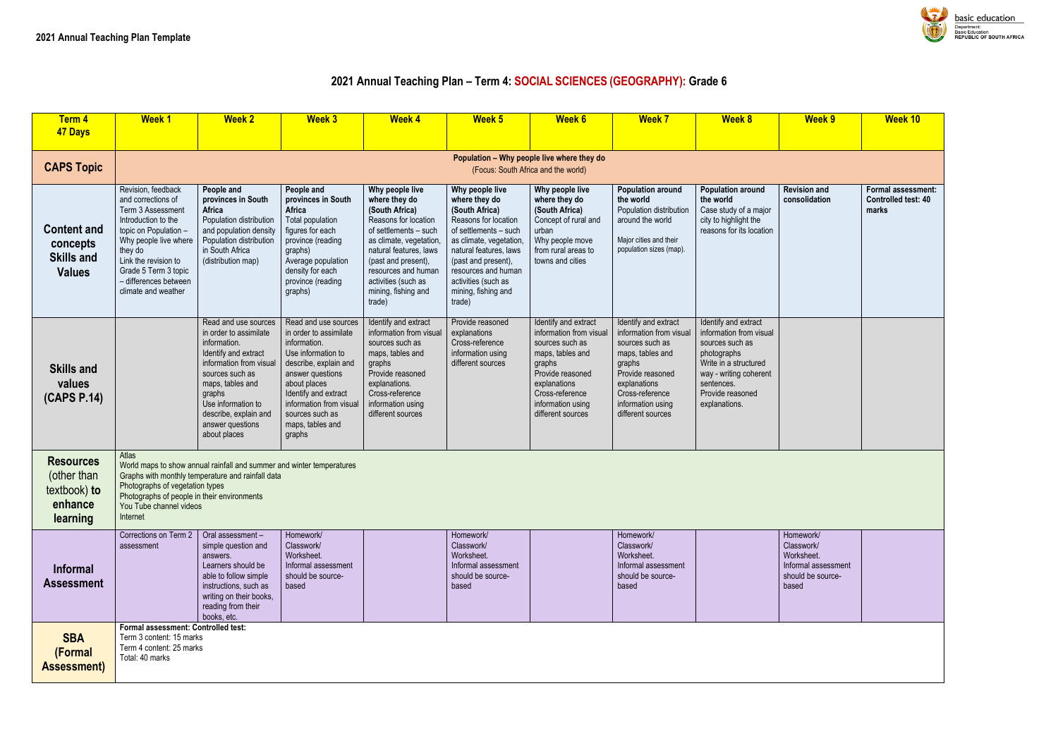**2021 Annual Teaching Plan Template**

# 2021 Annual Teaching Plan – Term 4: SOCIAL SCIENCES (GEOGRAPHY): Grade 6

| Term 4 47 Days | Week 1 | Week 2 | Week 3 | Week 4 | Week 5 | Week 6 | Week 7 | Week 8 | Week 9 | Week 10 |
|---|---|---|---|---|---|---|---|---|---|---|
| **CAPS Topic** | **Population – Why people live where they do** (Focus: South Africa and the world) | | | | | | | | | |
| **Content and concepts Skills and Values** | Revision, feedback and corrections of Term 3 Assessment Introduction to the topic on Population – Why people live where they do Link the revision to Grade 5 Term 3 topic – differences between climate and weather | **People and provinces in South Africa** Population distribution and population density Population distribution in South Africa (distribution map) | **People and provinces in South Africa** Total population figures for each province (reading graphs) Average population density for each province (reading graphs) | **Why people live where they do (South Africa)** Reasons for location of settlements – such as climate, vegetation, natural features, laws (past and present), resources and human activities (such as mining, fishing and trade) | **Why people live where they do (South Africa)** Reasons for location of settlements – such as climate, vegetation, natural features, laws (past and present), resources and human activities (such as mining, fishing and trade) | **Why people live where they do (South Africa)** Concept of rural and urban Why people move from rural areas to towns and cities | **Population around the world** Population distribution around the world Major cities and their population sizes (map). | **Population around the world** Case study of a major city to highlight the reasons for its location | **Revision and consolidation** | **Formal assessment: Controlled test: 40 marks** |
| **Skills and values (CAPS P.14)** | | Read and use sources in order to assimilate information. Identify and extract information from visual sources such as maps, tables and graphs Use information to describe, explain and answer questions about places | Read and use sources in order to assimilate information. Use information to describe, explain and answer questions about places Identify and extract information from visual sources such as maps, tables and graphs | Identify and extract information from visual sources such as maps, tables and graphs Provide reasoned explanations. Cross-reference information using different sources | Provide reasoned explanations Cross-reference information using different sources | Identify and extract information from visual sources such as maps, tables and graphs Provide reasoned explanations Cross-reference information using different sources | Identify and extract information from visual sources such as maps, tables and graphs Provide reasoned explanations Cross-reference information using different sources | Identify and extract information from visual sources such as photographs Write in a structured way - writing coherent sentences. Provide reasoned explanations. | | |
| **Resources** (other than textbook) **to enhance learning** | Atlas World maps to show annual rainfall and summer and winter temperatures Graphs with monthly temperature and rainfall data Photographs of vegetation types Photographs of people in their environments You Tube channel videos Internet | | | | | | | | | |
| **Informal Assessment** | Corrections on Term 2 assessment | Oral assessment – simple question and answers. Learners should be able to follow simple instructions, such as writing on their books, reading from their books, etc. | Homework/ Classwork/ Worksheet. Informal assessment should be source-based | | Homework/ Classwork/ Worksheet. Informal assessment should be source-based | | Homework/ Classwork/ Worksheet. Informal assessment should be source-based | | Homework/ Classwork/ Worksheet. Informal assessment should be source-based | |
| **SBA (Formal Assessment)** | **Formal assessment: Controlled test:** Term 3 content: 15 marks Term 4 content: 25 marks Total: 40 marks | | | | | | | | | |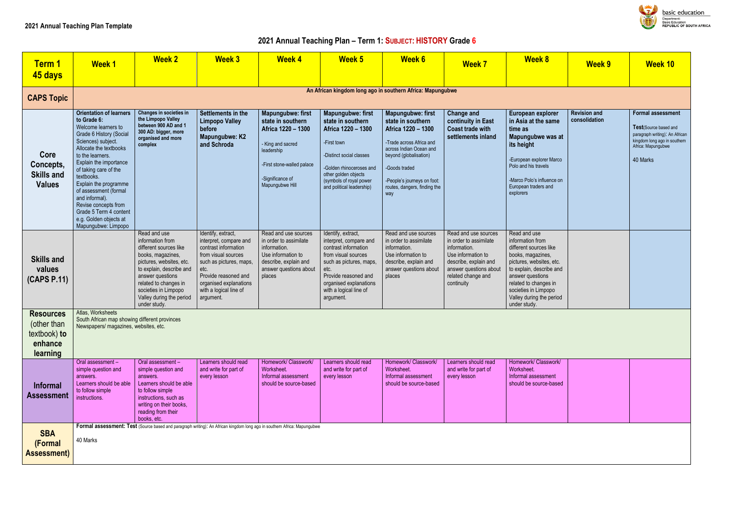**2021 Annual Teaching Plan Template**

## 2021 Annual Teaching Plan – Term 1: SUBJECT: HISTORY Grade 6

| Term 1 45 days | Week 1 | Week 2 | Week 3 | Week 4 | Week 5 | Week 6 | Week 7 | Week 8 | Week 9 | Week 10 |
|---|---|---|---|---|---|---|---|---|---|---|
| **CAPS Topic** | An African kingdom long ago in southern Africa: Mapungubwe | | | | | | | | | |
| **Core Concepts, Skills and Values** | **Orientation of learners to Grade 6:** Welcome learners to Grade 6 History (Social Sciences) subject. Allocate the textbooks to the learners. Explain the importance of taking care of the textbooks. Explain the programme of assessment (formal and informal). Revise concepts from Grade 5 Term 4 content e.g. Golden objects at Mapungubwe: Limpopo | **Changes in societies in the Limpopo Valley between 900 AD and 1 300 AD: bigger, more organised and more complex** | **Settlements in the Limpopo Valley before Mapungubwe: K2 and Schroda** | **Mapungubwe: first state in southern Africa 1220 – 1300**<br>- King and sacred leadership<br>-First stone-walled palace<br>-Significance of Mapungubwe Hill | **Mapungubwe: first state in southern Africa 1220 – 1300**<br>-First town<br>-Distinct social classes<br>-Golden rhinoceroses and other golden objects (symbols of royal power and political leadership) | **Mapungubwe: first state in southern Africa 1220 – 1300**<br>-Trade across Africa and across Indian Ocean and beyond (globalisation)<br>-Goods traded<br>-People's journeys on foot: routes, dangers, finding the way | **Change and continuity in East Coast trade with settlements inland** | **European explorer in Asia at the same time as Mapungubwe was at its height**<br>-European explorer Marco Polo and his travels<br>-Marco Polo's influence on European traders and explorers | **Revision and consolidation** | **Formal assessment**<br>**Test**(Source based and paragraph writing): An African kingdom long ago in southern Africa: Mapungubwe<br>40 Marks |
| **Skills and values (CAPS P.11)** | | Read and use information from different sources like books, magazines, pictures, websites, etc. to explain, describe and answer questions related to changes in societies in Limpopo Valley during the period under study. | Identify, extract, interpret, compare and contrast information from visual sources such as pictures, maps, etc. Provide reasoned and organised explanations with a logical line of argument. | Read and use sources in order to assimilate information. Use information to describe, explain and answer questions about places | Identify, extract, interpret, compare and contrast information from visual sources such as pictures, maps, etc. Provide reasoned and organised explanations with a logical line of argument. | Read and use sources in order to assimilate information. Use information to describe, explain and answer questions about places | Read and use sources in order to assimilate information. Use information to describe, explain and answer questions about related change and continuity | Read and use information from different sources like books, magazines, pictures, websites, etc. to explain, describe and answer questions related to changes in societies in Limpopo Valley during the period under study. | | |
| **Resources** (other than textbook) **to enhance learning** | Atlas, Worksheets<br>South African map showing different provinces<br>Newspapers/ magazines, websites, etc. | | | | | | | | | |
| **Informal Assessment** | Oral assessment – simple question and answers. Learners should be able to follow simple instructions. | Oral assessment – simple question and answers. Learners should be able to follow simple instructions, such as writing on their books, reading from their books, etc. | Learners should read and write for part of every lesson | Homework/ Classwork/ Worksheet. Informal assessment should be source-based | Learners should read and write for part of every lesson | Homework/ Classwork/ Worksheet. Informal assessment should be source-based | Learners should read and write for part of every lesson | Homework/ Classwork/ Worksheet. Informal assessment should be source-based | | |
| **SBA (Formal Assessment)** | **Formal assessment: Test** (Source based and paragraph writing): An African kingdom long ago in southern Africa: Mapungubwe<br>40 Marks | | | | | | | | | |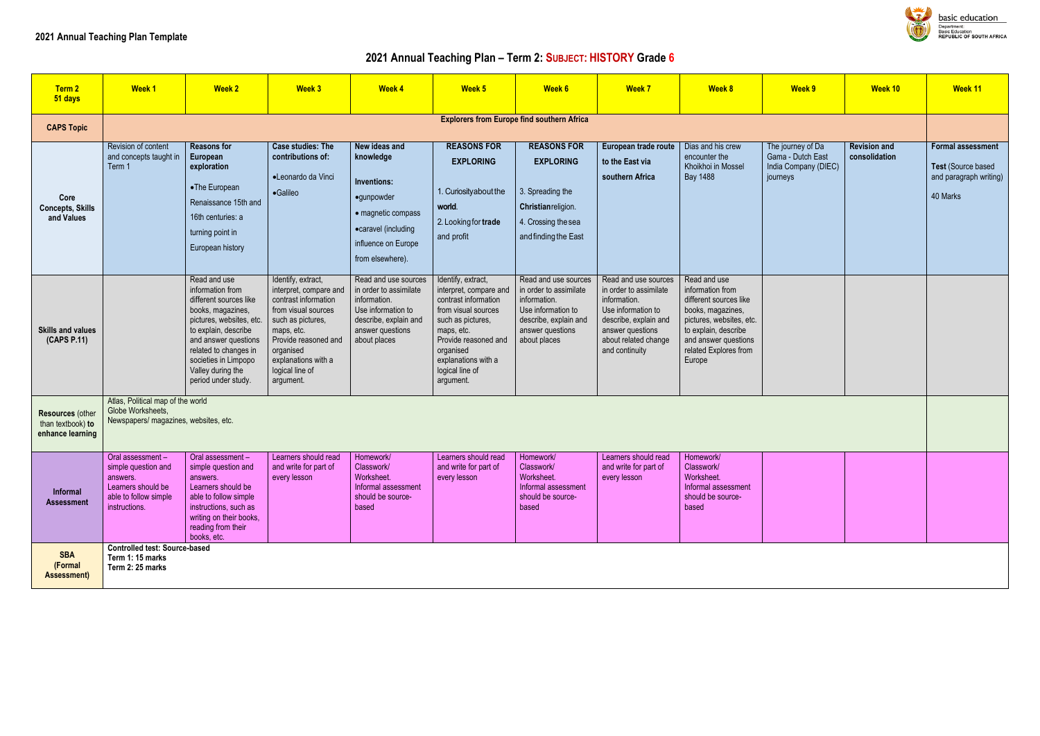**2021 Annual Teaching Plan Template**

## 2021 Annual Teaching Plan – Term 2: SUBJECT: HISTORY Grade 6

| Term 2 51 days | Week 1 | Week 2 | Week 3 | Week 4 | Week 5 | Week 6 | Week 7 | Week 8 | Week 9 | Week 10 | Week 11 |
|---|---|---|---|---|---|---|---|---|---|---|---|
| **CAPS Topic** | **Explorers from Europe find southern Africa** | | | | | | | | | | |
| **Core Concepts, Skills and Values** | Revision of content and concepts taught in Term 1 | **Reasons for European exploration**<br>•The European Renaissance 15th and 16th centuries: a turning point in European history | **Case studies: The contributions of:**<br>•Leonardo da Vinci<br>•Galileo | **New ideas and knowledge**<br>**Inventions:**<br>•gunpowder<br>• magnetic compass<br>•caravel (including influence on Europe from elsewhere). | **REASONS FOR EXPLORING**<br>1. Curiosity about the **world**.<br>2. Looking for **trade** and profit | **REASONS FOR EXPLORING**<br>3. Spreading the **Christian** religion.<br>4. Crossing the sea and finding the East | **European trade route to the East via southern Africa** | Dias and his crew encounter the Khoikhoi in Mossel Bay 1488 | The journey of Da Gama - Dutch East India Company (DIEC) journeys | **Revision and consolidation** | **Formal assessment**<br>**Test** (Source based and paragraph writing)<br>40 Marks |
| **Skills and values (CAPS P.11)** | | Read and use information from different sources like books, magazines, pictures, websites, etc. to explain, describe and answer questions related to changes in societies in Limpopo Valley during the period under study. | Identify, extract, interpret, compare and contrast information from visual sources such as pictures, maps, etc. Provide reasoned and organised explanations with a logical line of argument. | Read and use sources in order to assimilate information. Use information to describe, explain and answer questions about places | Identify, extract, interpret, compare and contrast information from visual sources such as pictures, maps, etc. Provide reasoned and organised explanations with a logical line of argument. | Read and use sources in order to assimilate information. Use information to describe, explain and answer questions about places | Read and use sources in order to assimilate information. Use information to describe, explain and answer questions about related change and continuity | Read and use information from different sources like books, magazines, pictures, websites, etc. to explain, describe and answer questions related Explores from Europe | | | |
| **Resources** (other than textbook) **to enhance learning** | Atlas, Political map of the world<br>Globe Worksheets,<br>Newspapers/ magazines, websites, etc. | | | | | | | | | | |
| **Informal Assessment** | Oral assessment – simple question and answers. Learners should be able to follow simple instructions. | Oral assessment – simple question and answers. Learners should be able to follow simple instructions, such as writing on their books, reading from their books, etc. | Learners should read and write for part of every lesson | Homework/ Classwork/ Worksheet. Informal assessment should be source-based | Learners should read and write for part of every lesson | Homework/ Classwork/ Worksheet. Informal assessment should be source-based | Learners should read and write for part of every lesson | Homework/ Classwork/ Worksheet. Informal assessment should be source-based | | | |
| **SBA (Formal Assessment)** | **Controlled test: Source-based**<br>**Term 1: 15 marks**<br>**Term 2: 25 marks** | | | | | | | | | | |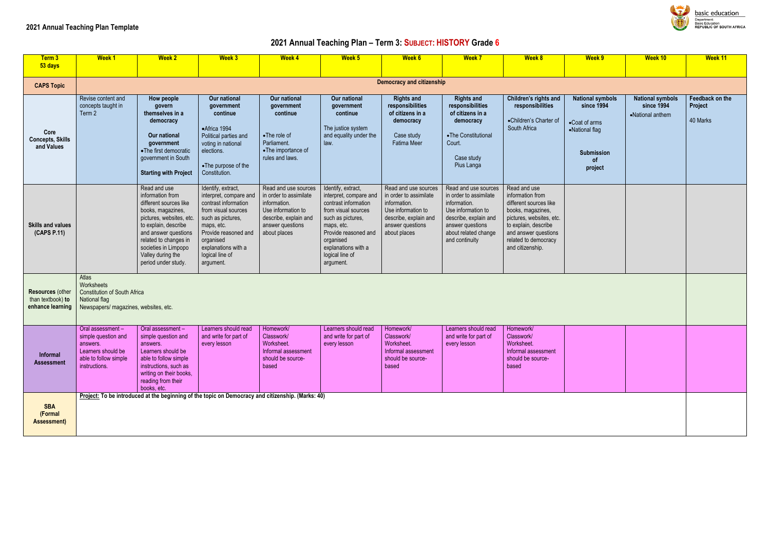2021 Annual Teaching Plan Template

## 2021 Annual Teaching Plan – Term 3: SUBJECT: HISTORY Grade 6

| Term 3 53 days | Week 1 | Week 2 | Week 3 | Week 4 | Week 5 | Week 6 | Week 7 | Week 8 | Week 9 | Week 10 | Week 11 |
|---|---|---|---|---|---|---|---|---|---|---|---|
| **CAPS Topic** | **Democracy and citizenship** | | | | | | | | | | |
| **Core Concepts, Skills and Values** | Revise content and concepts taught in Term 2 | **How people govern themselves in a democracy** **Our national government** •The first democratic government in South **Starting with Project** | **Our national government continue** •Africa 1994 Political parties and voting in national elections. •The purpose of the Constitution. | **Our national government continue** •The role of Parliament. •The importance of rules and laws. | **Our national government continue** The justice system and equality under the law. | **Rights and responsibilities of citizens in a democracy** Case study Fatima Meer | **Rights and responsibilities of citizens in a democracy** •The Constitutional Court. Case study Pius Langa | **Children's rights and responsibilities** •Children's Charter of South Africa | **National symbols since 1994** •Coat of arms •National flag **Submission of project** | **National symbols since 1994** •National anthem | **Feedback on the Project** 40 Marks |
| **Skills and values (CAPS P.11)** | | Read and use information from different sources like books, magazines, pictures, websites, etc. to explain, describe and answer questions related to changes in societies in Limpopo Valley during the period under study. | Identify, extract, interpret, compare and contrast information from visual sources such as pictures, maps, etc. Provide reasoned and organised explanations with a logical line of argument. | Read and use sources in order to assimilate information. Use information to describe, explain and answer questions about places | Identify, extract, interpret, compare and contrast information from visual sources such as pictures, maps, etc. Provide reasoned and organised explanations with a logical line of argument. | Read and use sources in order to assimilate information. Use information to describe, explain and answer questions about places | Read and use sources in order to assimilate information. Use information to describe, explain and answer questions about related change and continuity | Read and use information from different sources like books, magazines, pictures, websites, etc. to explain, describe and answer questions related to democracy and citizenship. | | | |
| **Resources** (other than textbook) **to enhance learning** | Atlas Worksheets Constitution of South Africa National flag Newspapers/ magazines, websites, etc. | | | | | | | | | | |
| **Informal Assessment** | Oral assessment – simple question and answers. Learners should be able to follow simple instructions. | Oral assessment – simple question and answers. Learners should be able to follow simple instructions, such as writing on their books, reading from their books, etc. | Learners should read and write for part of every lesson | Homework/ Classwork/ Worksheet. Informal assessment should be source-based | Learners should read and write for part of every lesson | Homework/ Classwork/ Worksheet. Informal assessment should be source-based | Learners should read and write for part of every lesson | Homework/ Classwork/ Worksheet. Informal assessment should be source-based | | | |
| **SBA (Formal Assessment)** | **Project: To be introduced at the beginning of the topic on Democracy and citizenship. (Marks: 40)** | | | | | | | | | | |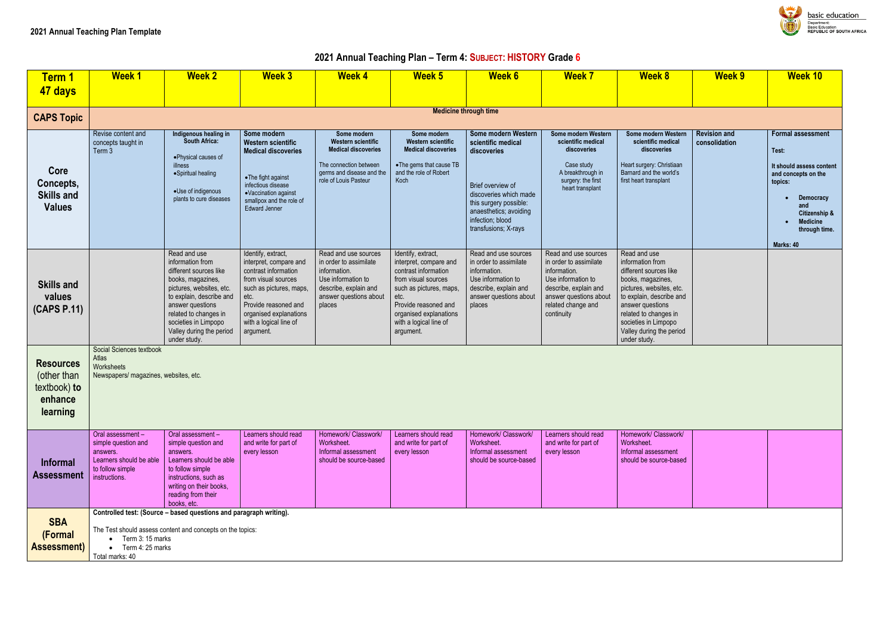**2021 Annual Teaching Plan Template**

# 2021 Annual Teaching Plan – Term 4: SUBJECT: HISTORY Grade 6

| Term 1 47 days | Week 1 | Week 2 | Week 3 | Week 4 | Week 5 | Week 6 | Week 7 | Week 8 | Week 9 | Week 10 |
|---|---|---|---|---|---|---|---|---|---|---|
| **CAPS Topic** | **Medicine through time** | | | | | | | | | |
| **Core Concepts, Skills and Values** | Revise content and concepts taught in Term 3 | **Indigenous healing in South Africa:** •Physical causes of illness •Spiritual healing •Use of indigenous plants to cure diseases | **Some modern Western scientific Medical discoveries** •The fight against infectious disease •Vaccination against smallpox and the role of Edward Jenner | **Some modern Western scientific Medical discoveries** The connection between germs and disease and the role of Louis Pasteur | **Some modern Western scientific Medical discoveries** •The gems that cause TB and the role of Robert Koch | **Some modern Western scientific medical discoveries** Brief overview of discoveries which made this surgery possible: anaesthetics; avoiding infection; blood transfusions; X-rays | **Some modern Western scientific medical discoveries** Case study A breakthrough in surgery: the first heart transplant | **Some modern Western scientific medical discoveries** Heart surgery: Christiaan Barnard and the world's first heart transplant | **Revision and consolidation** | **Formal assessment** **Test:** **It should assess content and concepts on the topics:** • **Democracy and Citizenship &** • **Medicine through time.** **Marks: 40** |
| **Skills and values (CAPS P.11)** | | Read and use information from different sources like books, magazines, pictures, websites, etc. to explain, describe and answer questions related to changes in societies in Limpopo Valley during the period under study. | Identify, extract, interpret, compare and contrast information from visual sources such as pictures, maps, etc. Provide reasoned and organised explanations with a logical line of argument. | Read and use sources in order to assimilate information. Use information to describe, explain and answer questions about places | Identify, extract, interpret, compare and contrast information from visual sources such as pictures, maps, etc. Provide reasoned and organised explanations with a logical line of argument. | Read and use sources in order to assimilate information. Use information to describe, explain and answer questions about places | Read and use sources in order to assimilate information. Use information to describe, explain and answer questions about related change and continuity | Read and use information from different sources like books, magazines, pictures, websites, etc. to explain, describe and answer questions related to changes in societies in Limpopo Valley during the period under study. | | |
| **Resources** (other than textbook) **to enhance learning** | Social Sciences textbook Atlas Worksheets Newspapers/ magazines, websites, etc. | | | | | | | | | |
| **Informal Assessment** | Oral assessment – simple question and answers. Learners should be able to follow simple instructions. | Oral assessment – simple question and answers. Learners should be able to follow simple instructions, such as writing on their books, reading from their books, etc. | Learners should read and write for part of every lesson | Homework/ Classwork/ Worksheet. Informal assessment should be source-based | Learners should read and write for part of every lesson | Homework/ Classwork/ Worksheet. Informal assessment should be source-based | Learners should read and write for part of every lesson | Homework/ Classwork/ Worksheet. Informal assessment should be source-based | | |
| **SBA (Formal Assessment)** | **Controlled test: (Source – based questions and paragraph writing).** The Test should assess content and concepts on the topics: • Term 3: 15 marks • Term 4: 25 marks Total marks: 40 | | | | | | | | | |